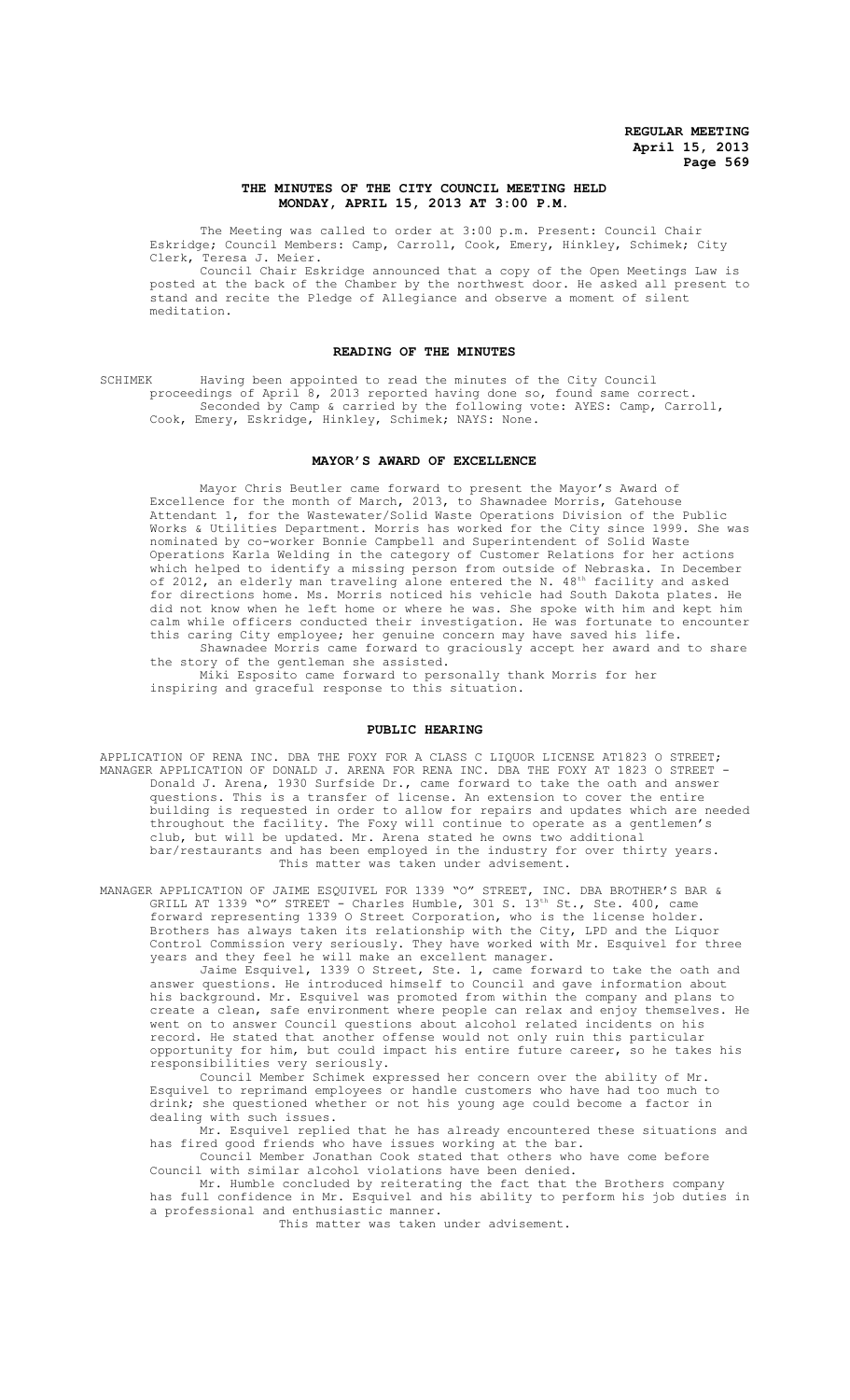**THE MINUTES OF THE CITY COUNCIL MEETING HELD MONDAY, APRIL 15, 2013 AT 3:00 P.M.**

The Meeting was called to order at 3:00 p.m. Present: Council Chair Eskridge; Council Members: Camp, Carroll, Cook, Emery, Hinkley, Schimek; City Clerk, Teresa J. Meier.

Council Chair Eskridge announced that a copy of the Open Meetings Law is posted at the back of the Chamber by the northwest door. He asked all present to stand and recite the Pledge of Allegiance and observe a moment of silent meditation.

## READING OF THE MINUTES

SCHIMEK Having been appointed to read the minutes of the City Council proceedings of April 8, 2013 reported having done so, found same correct.

Seconded by Camp & carried by the following vote: AYES: Camp, Carroll, Cook, Emery, Eskridge, Hinkley, Schimek; NAYS: None.

## MAYOR'S AWARD OF EXCELLENCE

Mayor Chris Beutler came forward to present the Mayor's Award of Excellence for the month of March, 2013, to Shawnadee Morris, Gatehouse Attendant 1, for the Wastewater/Solid Waste Operations Division of the Public Works & Utilities Department. Morris has worked for the City since 1999. She was nominated by co-worker Bonnie Campbell and Superintendent of Solid Waste Operations Karla Welding in the category of Customer Relations for her actions which helped to identify a missing person from outside of Nebraska. In December of 2012, an elderly man traveling alone entered the N. 48th facility and asked for directions home. Ms. Morris noticed his vehicle had South Dakota plates. He did not know when he left home or where he was. She spoke with him and kept him calm while officers conducted their investigation. He was fortunate to encounter this caring City employee; her genuine concern may have saved his life.

Shawnadee Morris came forward to graciously accept her award and to share the story of the gentleman she assisted.

Miki Esposito came forward to personally thank Morris for her inspiring and graceful response to this situation.

## PUBLIC HEARING

APPLICATION OF RENA INC. DBA THE FOXY FOR A CLASS C LIQUOR LICENSE AT1823 O STREET; MANAGER APPLICATION OF DONALD J. ARENA FOR RENA INC. DBA THE FOXY AT 1823 O STREET - Donald J. Arena, 1930 Surfside Dr., came forward to take the oath and answer questions. This is a transfer of license. An extension to cover the entire building is requested in order to allow for repairs and updates which are needed throughout the facility. The Foxy will continue to operate as a gentlemen's club, but will be updated. Mr. Arena stated he owns two additional bar/restaurants and has been employed in the industry for over thirty years.

This matter was taken under advisement.

MANAGER APPLICATION OF JAIME ESQUIVEL FOR 1339 "O" STREET, INC. DBA BROTHER'S BAR & GRILL AT 1339 "O" STREET - Charles Humble, 301 S. 13th St., Ste. 400, came forward representing 1339 O Street Corporation, who is the license holder. Brothers has always taken its relationship with the City, LPD and the Liquor Control Commission very seriously. They have worked with Mr. Esquivel for three years and they feel he will make an excellent manager.

Jaime Esquivel, 1339 O Street, Ste. 1, came forward to take the oath and answer questions. He introduced himself to Council and gave information about his background. Mr. Esquivel was promoted from within the company and plans to create a clean, safe environment where people can relax and enjoy themselves. He went on to answer Council questions about alcohol related incidents on his record. He stated that another offense would not only ruin this particular opportunity for him, but could impact his entire future career, so he takes his responsibilities very seriously.

Council Member Schimek expressed her concern over the ability of Mr. Esquivel to reprimand employees or handle customers who have had too much to drink; she questioned whether or not his young age could become a factor in dealing with such issues.

Mr. Esquivel replied that he has already encountered these situations and has fired good friends who have issues working at the bar.

Council Member Jonathan Cook stated that others who have come before Council with similar alcohol violations have been denied.

Mr. Humble concluded by reiterating the fact that the Brothers company has full confidence in Mr. Esquivel and his ability to perform his job duties in a professional and enthusiastic manner.

This matter was taken under advisement.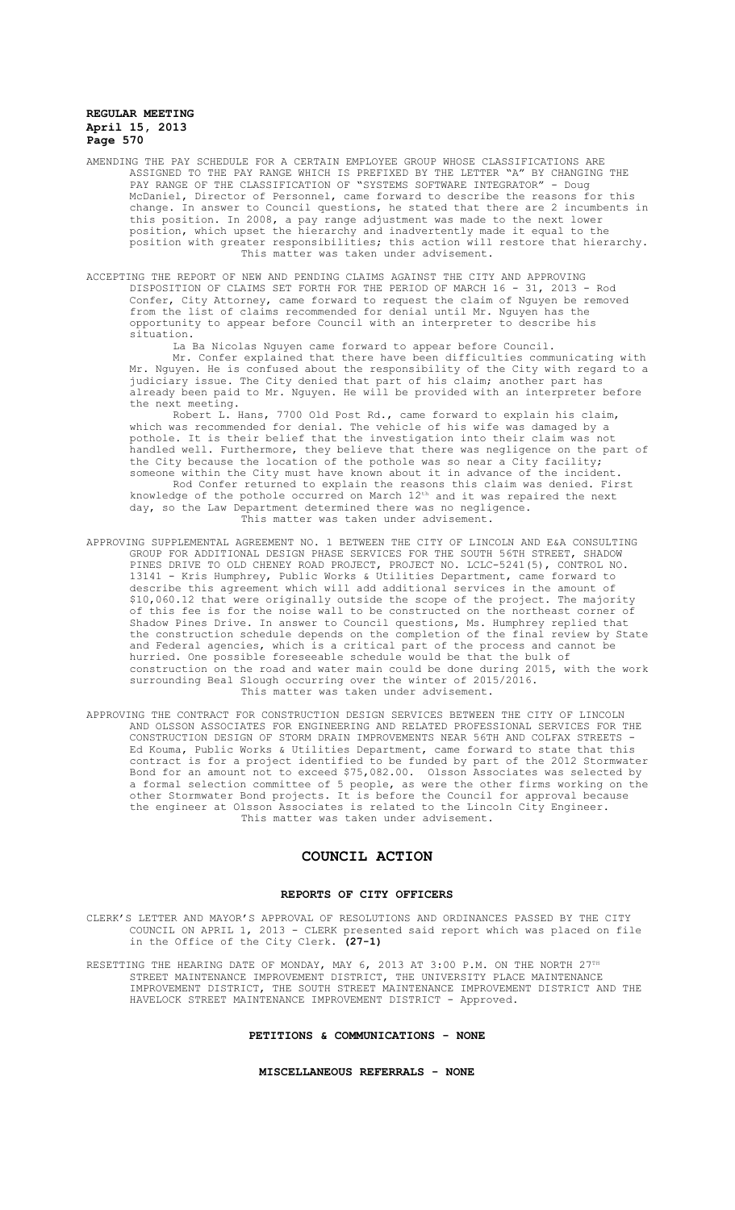AMENDING THE PAY SCHEDULE FOR A CERTAIN EMPLOYEE GROUP WHOSE CLASSIFICATIONS ARE ASSIGNED TO THE PAY RANGE WHICH IS PREFIXED BY THE LETTER "A" BY CHANGING THE PAY RANGE OF THE CLASSIFICATION OF "SYSTEMS SOFTWARE INTEGRATOR" - Doug McDaniel, Director of Personnel, came forward to describe the reasons for this change. In answer to Council questions, he stated that there are 2 incumbents in this position. In 2008, a pay range adjustment was made to the next lower position, which upset the hierarchy and inadvertently made it equal to the position with greater responsibilities; this action will restore that hierarchy. This matter was taken under advisement.

ACCEPTING THE REPORT OF NEW AND PENDING CLAIMS AGAINST THE CITY AND APPROVING DISPOSITION OF CLAIMS SET FORTH FOR THE PERIOD OF MARCH 16 - 31, 2013 - Rod Confer, City Attorney, came forward to request the claim of Nguyen be removed from the list of claims recommended for denial until Mr. Nguyen has the opportunity to appear before Council with an interpreter to describe his situation.

La Ba Nicolas Nguyen came forward to appear before Council.

Mr. Confer explained that there have been difficulties communicating with Mr. Nguyen. He is confused about the responsibility of the City with regard to a judiciary issue. The City denied that part of his claim; another part has already been paid to Mr. Nguyen. He will be provided with an interpreter before the next meeting.

Robert L. Hans, 7700 Old Post Rd., came forward to explain his claim, which was recommended for denial. The vehicle of his wife was damaged by a pothole. It is their belief that the investigation into their claim was not handled well. Furthermore, they believe that there was negligence on the part of the City because the location of the pothole was so near a City facility; someone within the City must have known about it in advance of the incident.

Rod Confer returned to explain the reasons this claim was denied. First knowledge of the pothole occurred on March 12th and it was repaired the next day, so the Law Department determined there was no negligence. This matter was taken under advisement.

APPROVING SUPPLEMENTAL AGREEMENT NO. 1 BETWEEN THE CITY OF LINCOLN AND E&A CONSULTING GROUP FOR ADDITIONAL DESIGN PHASE SERVICES FOR THE SOUTH 56TH STREET, SHADOW PINES DRIVE TO OLD CHENEY ROAD PROJECT, PROJECT NO. LCLC-5241(5), CONTROL NO. 13141 - Kris Humphrey, Public Works & Utilities Department, came forward to describe this agreement which will add additional services in the amount of $10,060.12 that were originally outside the scope of the project. The majority of this fee is for the noise wall to be constructed on the northeast corner of Shadow Pines Drive. In answer to Council questions, Ms. Humphrey replied that the construction schedule depends on the completion of the final review by State and Federal agencies, which is a critical part of the process and cannot be hurried. One possible foreseeable schedule would be that the bulk of construction on the road and water main could be done during 2015, with the work surrounding Beal Slough occurring over the winter of 2015/2016. This matter was taken under advisement.

APPROVING THE CONTRACT FOR CONSTRUCTION DESIGN SERVICES BETWEEN THE CITY OF LINCOLN AND OLSSON ASSOCIATES FOR ENGINEERING AND RELATED PROFESSIONAL SERVICES FOR THE CONSTRUCTION DESIGN OF STORM DRAIN IMPROVEMENTS NEAR 56TH AND COLFAX STREETS - Ed Kouma, Public Works & Utilities Department, came forward to state that this contract is for a project identified to be funded by part of the 2012 Stormwater Bond for an amount not to exceed $75,082.00. Olsson Associates was selected by a formal selection committee of 5 people, as were the other firms working on the other Stormwater Bond projects. It is before the Council for approval because the engineer at Olsson Associates is related to the Lincoln City Engineer. This matter was taken under advisement.

## COUNCIL ACTION

### REPORTS OF CITY OFFICERS

CLERK'S LETTER AND MAYOR'S APPROVAL OF RESOLUTIONS AND ORDINANCES PASSED BY THE CITY COUNCIL ON APRIL 1, 2013 - CLERK presented said report which was placed on file in the Office of the City Clerk. **(27-1)**

RESETTING THE HEARING DATE OF MONDAY, MAY 6, 2013 AT 3:00 P.M. ON THE NORTH 27TH STREET MAINTENANCE IMPROVEMENT DISTRICT, THE UNIVERSITY PLACE MAINTENANCE IMPROVEMENT DISTRICT, THE SOUTH STREET MAINTENANCE IMPROVEMENT DISTRICT AND THE HAVELOCK STREET MAINTENANCE IMPROVEMENT DISTRICT - Approved.

### PETITIONS & COMMUNICATIONS - NONE

### MISCELLANEOUS REFERRALS - NONE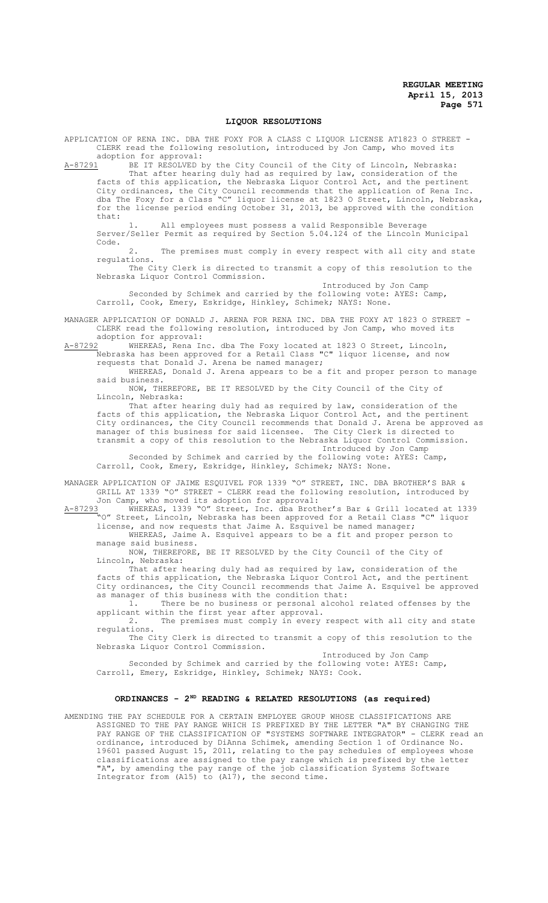## LIQUOR RESOLUTIONS

APPLICATION OF RENA INC. DBA THE FOXY FOR A CLASS C LIQUOR LICENSE AT1823 O STREET - CLERK read the following resolution, introduced by Jon Camp, who moved its adoption for approval:

A-87291 BE IT RESOLVED by the City Council of the City of Lincoln, Nebraska:

That after hearing duly had as required by law, consideration of the facts of this application, the Nebraska Liquor Control Act, and the pertinent City ordinances, the City Council recommends that the application of Rena Inc. dba The Foxy for a Class "C" liquor license at 1823 O Street, Lincoln, Nebraska, for the license period ending October 31, 2013, be approved with the condition that:

1. All employees must possess a valid Responsible Beverage Server/Seller Permit as required by Section 5.04.124 of the Lincoln Municipal Code.
2. The premises must comply in every respect with all city and state regulations.

The City Clerk is directed to transmit a copy of this resolution to the Nebraska Liquor Control Commission.

Introduced by Jon Camp

Seconded by Schimek and carried by the following vote: AYES: Camp, Carroll, Cook, Emery, Eskridge, Hinkley, Schimek; NAYS: None.

MANAGER APPLICATION OF DONALD J. ARENA FOR RENA INC. DBA THE FOXY AT 1823 O STREET - CLERK read the following resolution, introduced by Jon Camp, who moved its adoption for approval:

A-87292 WHEREAS, Rena Inc. dba The Foxy located at 1823 O Street, Lincoln, Nebraska has been approved for a Retail Class "C" liquor license, and now requests that Donald J. Arena be named manager;

WHEREAS, Donald J. Arena appears to be a fit and proper person to manage said business.

NOW, THEREFORE, BE IT RESOLVED by the City Council of the City of Lincoln, Nebraska:

That after hearing duly had as required by law, consideration of the facts of this application, the Nebraska Liquor Control Act, and the pertinent City ordinances, the City Council recommends that Donald J. Arena be approved as manager of this business for said licensee. The City Clerk is directed to transmit a copy of this resolution to the Nebraska Liquor Control Commission.

Introduced by Jon Camp

Seconded by Schimek and carried by the following vote: AYES: Camp, Carroll, Cook, Emery, Eskridge, Hinkley, Schimek; NAYS: None.

MANAGER APPLICATION OF JAIME ESQUIVEL FOR 1339 "O" STREET, INC. DBA BROTHER'S BAR & GRILL AT 1339 "O" STREET - CLERK read the following resolution, introduced by Jon Camp, who moved its adoption for approval:

A-87293 WHEREAS, 1339 "O" Street, Inc. dba Brother's Bar & Grill located at 1339 "O" Street, Lincoln, Nebraska has been approved for a Retail Class "C" liquor license, and now requests that Jaime A. Esquivel be named manager;

WHEREAS, Jaime A. Esquivel appears to be a fit and proper person to manage said business.

NOW, THEREFORE, BE IT RESOLVED by the City Council of the City of Lincoln, Nebraska:

That after hearing duly had as required by law, consideration of the facts of this application, the Nebraska Liquor Control Act, and the pertinent City ordinances, the City Council recommends that Jaime A. Esquivel be approved as manager of this business with the condition that:

1. There be no business or personal alcohol related offenses by the applicant within the first year after approval.
2. The premises must comply in every respect with all city and state regulations.

The City Clerk is directed to transmit a copy of this resolution to the Nebraska Liquor Control Commission.

Introduced by Jon Camp

Seconded by Schimek and carried by the following vote: AYES: Camp, Carroll, Emery, Eskridge, Hinkley, Schimek; NAYS: Cook.

## ORDINANCES - 2ND READING & RELATED RESOLUTIONS (as required)

AMENDING THE PAY SCHEDULE FOR A CERTAIN EMPLOYEE GROUP WHOSE CLASSIFICATIONS ARE ASSIGNED TO THE PAY RANGE WHICH IS PREFIXED BY THE LETTER "A" BY CHANGING THE PAY RANGE OF THE CLASSIFICATION OF "SYSTEMS SOFTWARE INTEGRATOR" - CLERK read an ordinance, introduced by DiAnna Schimek, amending Section 1 of Ordinance No. 19601 passed August 15, 2011, relating to the pay schedules of employees whose classifications are assigned to the pay range which is prefixed by the letter "A", by amending the pay range of the job classification Systems Software Integrator from (A15) to (A17), the second time.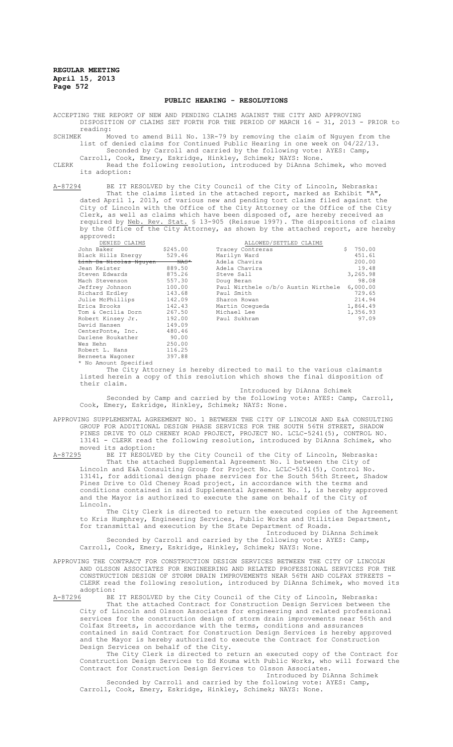## PUBLIC HEARING - RESOLUTIONS

ACCEPTING THE REPORT OF NEW AND PENDING CLAIMS AGAINST THE CITY AND APPROVING DISPOSITION OF CLAIMS SET FORTH FOR THE PERIOD OF MARCH 16 - 31, 2013 - PRIOR to reading:

SCHIMEK Moved to amend Bill No. 13R-79 by removing the claim of Nguyen from the list of denied claims for Continued Public Hearing in one week on 04/22/13. Seconded by Carroll and carried by the following vote: AYES: Camp, Carroll, Cook, Emery, Eskridge, Hinkley, Schimek; NAYS: None.

CLERK Read the following resolution, introduced by DiAnna Schimek, who moved its adoption:

A-87294 BE IT RESOLVED by the City Council of the City of Lincoln, Nebraska: That the claims listed in the attached report, marked as Exhibit "A", dated April 1, 2013, of various new and pending tort claims filed against the City of Lincoln with the Office of the City Attorney or the Office of the City Clerk, as well as claims which have been disposed of, are hereby received as required by Neb. Rev. Stat. § 13-905 (Reissue 1997). The dispositions of claims by the Office of the City Attorney, as shown by the attached report, are hereby approved:

| DENIED CLAIMS | | ALLOWED/SETTLED CLAIMS | |
|---|---|---|---|
| John Baker | $245.00 | Tracey Contreras | $ 750.00 |
| Black Hills Energy | 529.46 | Marilyn Ward | 451.61 |
| ~~Linh Ba Nicolas Nguyen~~ | ~~NAS*~~ | Adela Chavira | 200.00 |
| Jean Keister | 889.50 | Adela Chavira | 19.48 |
| Steven Edwards | 875.26 | Steve Sall | 3,265.98 |
| Mach Stevenson | 557.30 | Doug Beran | 98.08 |
| Jeffrey Johnson | 100.00 | Paul Wirthele o/b/o Austin Wirthele | 6,000.00 |
| Richard Erdley | 143.68 | Paul Smith | 729.65 |
| Julie McPhillips | 142.09 | Sharon Rowan | 214.94 |
| Erica Brooks | 142.43 | Martin Ocegueda | 1,864.49 |
| Tom & Cecilia Dorn | 267.50 | Michael Lee | 1,356.93 |
| Robert Kinsey Jr. | 192.00 | Paul Sukhram | 97.09 |
| David Hansen | 149.09 | | |
| CenterPonte, Inc. | 480.46 | | |
| Darlene Boukather | 90.00 | | |
| Wes Hehn | 250.00 | | |
| Robert L. Hans | 116.25 | | |
| Berneeta Wagoner | 397.88 | | |

\* No Amount Specified

The City Attorney is hereby directed to mail to the various claimants listed herein a copy of this resolution which shows the final disposition of their claim.

Introduced by DiAnna Schimek

Seconded by Camp and carried by the following vote: AYES: Camp, Carroll, Cook, Emery, Eskridge, Hinkley, Schimek; NAYS: None.

APPROVING SUPPLEMENTAL AGREEMENT NO. 1 BETWEEN THE CITY OF LINCOLN AND E&A CONSULTING GROUP FOR ADDITIONAL DESIGN PHASE SERVICES FOR THE SOUTH 56TH STREET, SHADOW PINES DRIVE TO OLD CHENEY ROAD PROJECT, PROJECT NO. LCLC-5241(5), CONTROL NO. 13141 - CLERK read the following resolution, introduced by DiAnna Schimek, who moved its adoption:

A-87295 BE IT RESOLVED by the City Council of the City of Lincoln, Nebraska: That the attached Supplemental Agreement No. 1 between the City of Lincoln and E&A Consulting Group for Project No. LCLC-5241(5), Control No. 13141, for additional design phase services for the South 56th Street, Shadow Pines Drive to Old Cheney Road project, in accordance with the terms and conditions contained in said Supplemental Agreement No. 1, is hereby approved and the Mayor is authorized to execute the same on behalf of the City of Lincoln.

The City Clerk is directed to return the executed copies of the Agreement to Kris Humphrey, Engineering Services, Public Works and Utilities Department, for transmittal and execution by the State Department of Roads.

Introduced by DiAnna Schimek

Seconded by Carroll and carried by the following vote: AYES: Camp, Carroll, Cook, Emery, Eskridge, Hinkley, Schimek; NAYS: None.

APPROVING THE CONTRACT FOR CONSTRUCTION DESIGN SERVICES BETWEEN THE CITY OF LINCOLN AND OLSSON ASSOCIATES FOR ENGINEERING AND RELATED PROFESSIONAL SERVICES FOR THE CONSTRUCTION DESIGN OF STORM DRAIN IMPROVEMENTS NEAR 56TH AND COLFAX STREETS - CLERK read the following resolution, introduced by DiAnna Schimek, who moved its adoption:

A-87296 BE IT RESOLVED by the City Council of the City of Lincoln, Nebraska: That the attached Contract for Construction Design Services between the City of Lincoln and Olsson Associates for engineering and related professional services for the construction design of storm drain improvements near 56th and Colfax Streets, in accordance with the terms, conditions and assurances contained in said Contract for Construction Design Services is hereby approved and the Mayor is hereby authorized to execute the Contract for Construction Design Services on behalf of the City.

The City Clerk is directed to return an executed copy of the Contract for Construction Design Services to Ed Kouma with Public Works, who will forward the Contract for Construction Design Services to Olsson Associates.

Introduced by DiAnna Schimek

Seconded by Carroll and carried by the following vote: AYES: Camp, Carroll, Cook, Emery, Eskridge, Hinkley, Schimek; NAYS: None.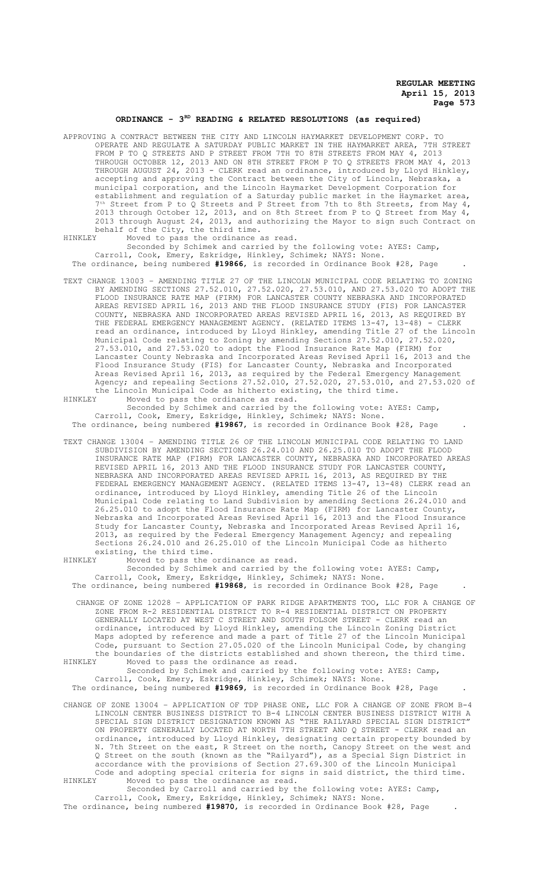## ORDINANCE - 3RD READING & RELATED RESOLUTIONS (as required)

APPROVING A CONTRACT BETWEEN THE CITY AND LINCOLN HAYMARKET DEVELOPMENT CORP. TO OPERATE AND REGULATE A SATURDAY PUBLIC MARKET IN THE HAYMARKET AREA, 7TH STREET FROM P TO Q STREETS AND P STREET FROM 7TH TO 8TH STREETS FROM MAY 4, 2013 THROUGH OCTOBER 12, 2013 AND ON 8TH STREET FROM P TO Q STREETS FROM MAY 4, 2013 THROUGH AUGUST 24, 2013 - CLERK read an ordinance, introduced by Lloyd Hinkley, accepting and approving the Contract between the City of Lincoln, Nebraska, a municipal corporation, and the Lincoln Haymarket Development Corporation for establishment and regulation of a Saturday public market in the Haymarket area, 7th Street from P to Q Streets and P Street from 7th to 8th Streets, from May 4, 2013 through October 12, 2013, and on 8th Street from P to Q Street from May 4, 2013 through August 24, 2013, and authorizing the Mayor to sign such Contract on behalf of the City, the third time.

HINKLEY Moved to pass the ordinance as read.

Seconded by Schimek and carried by the following vote: AYES: Camp, Carroll, Cook, Emery, Eskridge, Hinkley, Schimek; NAYS: None.

The ordinance, being numbered **#19866**, is recorded in Ordinance Book #28, Page .

TEXT CHANGE 13003 – AMENDING TITLE 27 OF THE LINCOLN MUNICIPAL CODE RELATING TO ZONING BY AMENDING SECTIONS 27.52.010, 27.52.020, 27.53.010, AND 27.53.020 TO ADOPT THE FLOOD INSURANCE RATE MAP (FIRM) FOR LANCASTER COUNTY NEBRASKA AND INCORPORATED AREAS REVISED APRIL 16, 2013 AND THE FLOOD INSURANCE STUDY (FIS) FOR LANCASTER COUNTY, NEBRASKA AND INCORPORATED AREAS REVISED APRIL 16, 2013, AS REQUIRED BY THE FEDERAL EMERGENCY MANAGEMENT AGENCY. (RELATED ITEMS 13-47, 13-48) - CLERK read an ordinance, introduced by Lloyd Hinkley, amending Title 27 of the Lincoln Municipal Code relating to Zoning by amending Sections 27.52.010, 27.52.020, 27.53.010, and 27.53.020 to adopt the Flood Insurance Rate Map (FIRM) for Lancaster County Nebraska and Incorporated Areas Revised April 16, 2013 and the Flood Insurance Study (FIS) for Lancaster County, Nebraska and Incorporated Areas Revised April 16, 2013, as required by the Federal Emergency Management Agency; and repealing Sections 27.52.010, 27.52.020, 27.53.010, and 27.53.020 of the Lincoln Municipal Code as hitherto existing, the third time.

HINKLEY Moved to pass the ordinance as read.

Seconded by Schimek and carried by the following vote: AYES: Camp, Carroll, Cook, Emery, Eskridge, Hinkley, Schimek; NAYS: None.

The ordinance, being numbered **#19867**, is recorded in Ordinance Book #28, Page .

TEXT CHANGE 13004 – AMENDING TITLE 26 OF THE LINCOLN MUNICIPAL CODE RELATING TO LAND SUBDIVISION BY AMENDING SECTIONS 26.24.010 AND 26.25.010 TO ADOPT THE FLOOD INSURANCE RATE MAP (FIRM) FOR LANCASTER COUNTY, NEBRASKA AND INCORPORATED AREAS REVISED APRIL 16, 2013 AND THE FLOOD INSURANCE STUDY FOR LANCASTER COUNTY, NEBRASKA AND INCORPORATED AREAS REVISED APRIL 16, 2013, AS REQUIRED BY THE FEDERAL EMERGENCY MANAGEMENT AGENCY. (RELATED ITEMS 13-47, 13-48) CLERK read an ordinance, introduced by Lloyd Hinkley, amending Title 26 of the Lincoln Municipal Code relating to Land Subdivision by amending Sections 26.24.010 and 26.25.010 to adopt the Flood Insurance Rate Map (FIRM) for Lancaster County, Nebraska and Incorporated Areas Revised April 16, 2013 and the Flood Insurance Study for Lancaster County, Nebraska and Incorporated Areas Revised April 16, 2013, as required by the Federal Emergency Management Agency; and repealing Sections 26.24.010 and 26.25.010 of the Lincoln Municipal Code as hitherto existing, the third time.

HINKLEY Moved to pass the ordinance as read.

Seconded by Schimek and carried by the following vote: AYES: Camp, Carroll, Cook, Emery, Eskridge, Hinkley, Schimek; NAYS: None.

The ordinance, being numbered **#19868**, is recorded in Ordinance Book #28, Page .

CHANGE OF ZONE 12028 – APPLICATION OF PARK RIDGE APARTMENTS TOO, LLC FOR A CHANGE OF ZONE FROM R-2 RESIDENTIAL DISTRICT TO R-4 RESIDENTIAL DISTRICT ON PROPERTY GENERALLY LOCATED AT WEST C STREET AND SOUTH FOLSOM STREET - CLERK read an ordinance, introduced by Lloyd Hinkley, amending the Lincoln Zoning District Maps adopted by reference and made a part of Title 27 of the Lincoln Municipal Code, pursuant to Section 27.05.020 of the Lincoln Municipal Code, by changing the boundaries of the districts established and shown thereon, the third time.

HINKLEY Moved to pass the ordinance as read.

Seconded by Schimek and carried by the following vote: AYES: Camp, Carroll, Cook, Emery, Eskridge, Hinkley, Schimek; NAYS: None.

The ordinance, being numbered **#19869**, is recorded in Ordinance Book #28, Page .

CHANGE OF ZONE 13004 – APPLICATION OF TDP PHASE ONE, LLC FOR A CHANGE OF ZONE FROM B-4 LINCOLN CENTER BUSINESS DISTRICT TO B-4 LINCOLN CENTER BUSINESS DISTRICT WITH A SPECIAL SIGN DISTRICT DESIGNATION KNOWN AS "THE RAILYARD SPECIAL SIGN DISTRICT" ON PROPERTY GENERALLY LOCATED AT NORTH 7TH STREET AND Q STREET - CLERK read an ordinance, introduced by Lloyd Hinkley, designating certain property bounded by N. 7th Street on the north, R Street on the north, Canopy Street on the west and Q Street on the south (known as the "Railyard"), as a Special Sign District in accordance with the provisions of Section 27.69.300 of the Lincoln Municipal Code and adopting special criteria for signs in said district, the third time.

HINKLEY Moved to pass the ordinance as read.

Seconded by Carroll and carried by the following vote: AYES: Camp, Carroll, Cook, Emery, Eskridge, Hinkley, Schimek; NAYS: None.

The ordinance, being numbered **#19870**, is recorded in Ordinance Book #28, Page .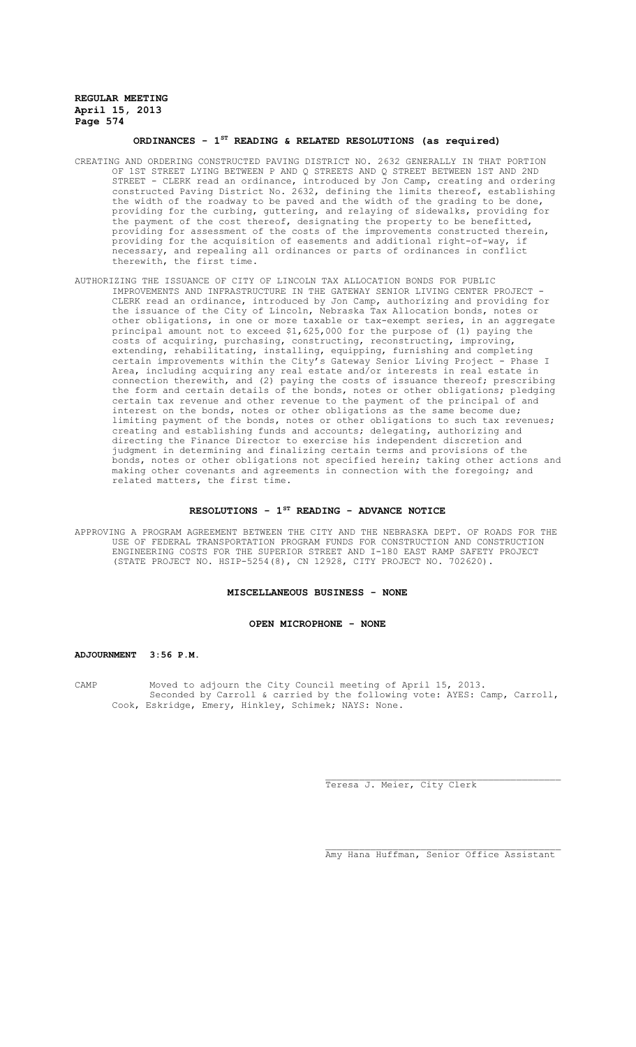## ORDINANCES - 1[ST] READING & RELATED RESOLUTIONS (as required)

CREATING AND ORDERING CONSTRUCTED PAVING DISTRICT NO. 2632 GENERALLY IN THAT PORTION OF 1ST STREET LYING BETWEEN P AND Q STREETS AND Q STREET BETWEEN 1ST AND 2ND STREET - CLERK read an ordinance, introduced by Jon Camp, creating and ordering constructed Paving District No. 2632, defining the limits thereof, establishing the width of the roadway to be paved and the width of the grading to be done, providing for the curbing, guttering, and relaying of sidewalks, providing for the payment of the cost thereof, designating the property to be benefitted, providing for assessment of the costs of the improvements constructed therein, providing for the acquisition of easements and additional right-of-way, if necessary, and repealing all ordinances or parts of ordinances in conflict therewith, the first time.

AUTHORIZING THE ISSUANCE OF CITY OF LINCOLN TAX ALLOCATION BONDS FOR PUBLIC IMPROVEMENTS AND INFRASTRUCTURE IN THE GATEWAY SENIOR LIVING CENTER PROJECT - CLERK read an ordinance, introduced by Jon Camp, authorizing and providing for the issuance of the City of Lincoln, Nebraska Tax Allocation bonds, notes or other obligations, in one or more taxable or tax-exempt series, in an aggregate principal amount not to exceed $1,625,000 for the purpose of (1) paying the costs of acquiring, purchasing, constructing, reconstructing, improving, extending, rehabilitating, installing, equipping, furnishing and completing certain improvements within the City's Gateway Senior Living Project - Phase I Area, including acquiring any real estate and/or interests in real estate in connection therewith, and (2) paying the costs of issuance thereof; prescribing the form and certain details of the bonds, notes or other obligations; pledging certain tax revenue and other revenue to the payment of the principal of and interest on the bonds, notes or other obligations as the same become due; limiting payment of the bonds, notes or other obligations to such tax revenues; creating and establishing funds and accounts; delegating, authorizing and directing the Finance Director to exercise his independent discretion and judgment in determining and finalizing certain terms and provisions of the bonds, notes or other obligations not specified herein; taking other actions and making other covenants and agreements in connection with the foregoing; and related matters, the first time.

## RESOLUTIONS - 1[ST] READING - ADVANCE NOTICE

APPROVING A PROGRAM AGREEMENT BETWEEN THE CITY AND THE NEBRASKA DEPT. OF ROADS FOR THE USE OF FEDERAL TRANSPORTATION PROGRAM FUNDS FOR CONSTRUCTION AND CONSTRUCTION ENGINEERING COSTS FOR THE SUPERIOR STREET AND I-180 EAST RAMP SAFETY PROJECT (STATE PROJECT NO. HSIP-5254(8), CN 12928, CITY PROJECT NO. 702620).

## MISCELLANEOUS BUSINESS - NONE

## OPEN MICROPHONE - NONE

**ADJOURNMENT 3:56 P.M.**

CAMP Moved to adjourn the City Council meeting of April 15, 2013.
Seconded by Carroll & carried by the following vote: AYES: Camp, Carroll, Cook, Eskridge, Emery, Hinkley, Schimek; NAYS: None.

Teresa J. Meier, City Clerk

Amy Hana Huffman, Senior Office Assistant